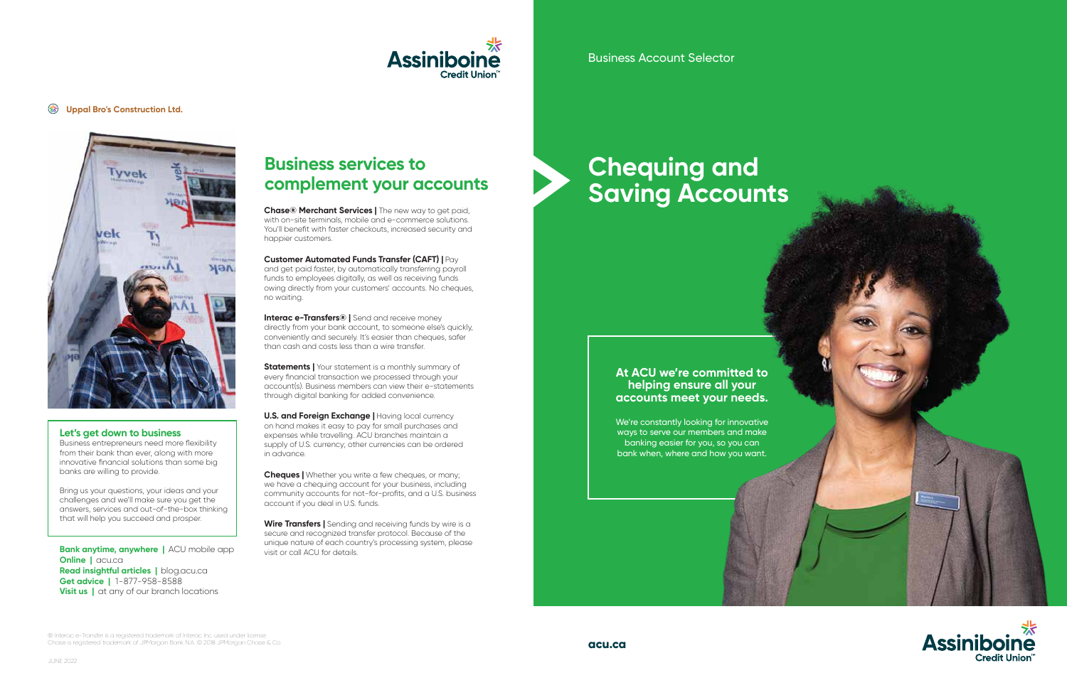Uppal Bro's Construction Ltd.

## Let's get down to business

Business entrepreneurs need more flexibility from their bank than ever, along with more innovative financial solutions than some big banks are willing to provide.

Bring us your questions, your ideas and your challenges and we'll make sure you get the answers, services and out-of-the-box thinking that will help you succeed and prosper.

**Bank anytime, anywhere** | ACU mobile app
**Online** | acu.ca
**Read insightful articles** | blog.acu.ca
**Get advice** | 1-877-958-8588
**Visit us** | at any of our branch locations

## Business services to complement your accounts

**Chase® Merchant Services |** The new way to get paid, with on-site terminals, mobile and e-commerce solutions. You'll benefit with faster checkouts, increased security and happier customers.

**Customer Automated Funds Transfer (CAFT) |** Pay and get paid faster, by automatically transferring payroll funds to employees digitally, as well as receiving funds owing directly from your customers' accounts. No cheques, no waiting.

**Interac e-Transfers® |** Send and receive money directly from your bank account, to someone else's quickly, conveniently and securely. It's easier than cheques, safer than cash and costs less than a wire transfer.

**Statements |** Your statement is a monthly summary of every financial transaction we processed through your account(s). Business members can view their e-statements through digital banking for added convenience.

**U.S. and Foreign Exchange |** Having local currency on hand makes it easy to pay for small purchases and expenses while travelling. ACU branches maintain a supply of U.S. currency; other currencies can be ordered in advance.

**Cheques |** Whether you write a few cheques, or many; we have a chequing account for your business, including community accounts for not-for-profits, and a U.S. business account if you deal in U.S. funds.

**Wire Transfers |** Sending and receiving funds by wire is a secure and recognized transfer protocol. Because of the unique nature of each country's processing system, please visit or call ACU for details.

® Interac e-Transfer is a registered trademark of Interac Inc. used under license.
Chase is registered trademark of JPMorgan Bank N.A. © 2018 JPMorgan Chase & Co.

JUNE 2022

Business Account Selector

# Chequing and Saving Accounts

**At ACU we're committed to helping ensure all your accounts meet your needs.**

We're constantly looking for innovative ways to serve our members and make banking easier for you, so you can bank when, where and how you want.

**acu.ca**

Assiniboine Credit Union™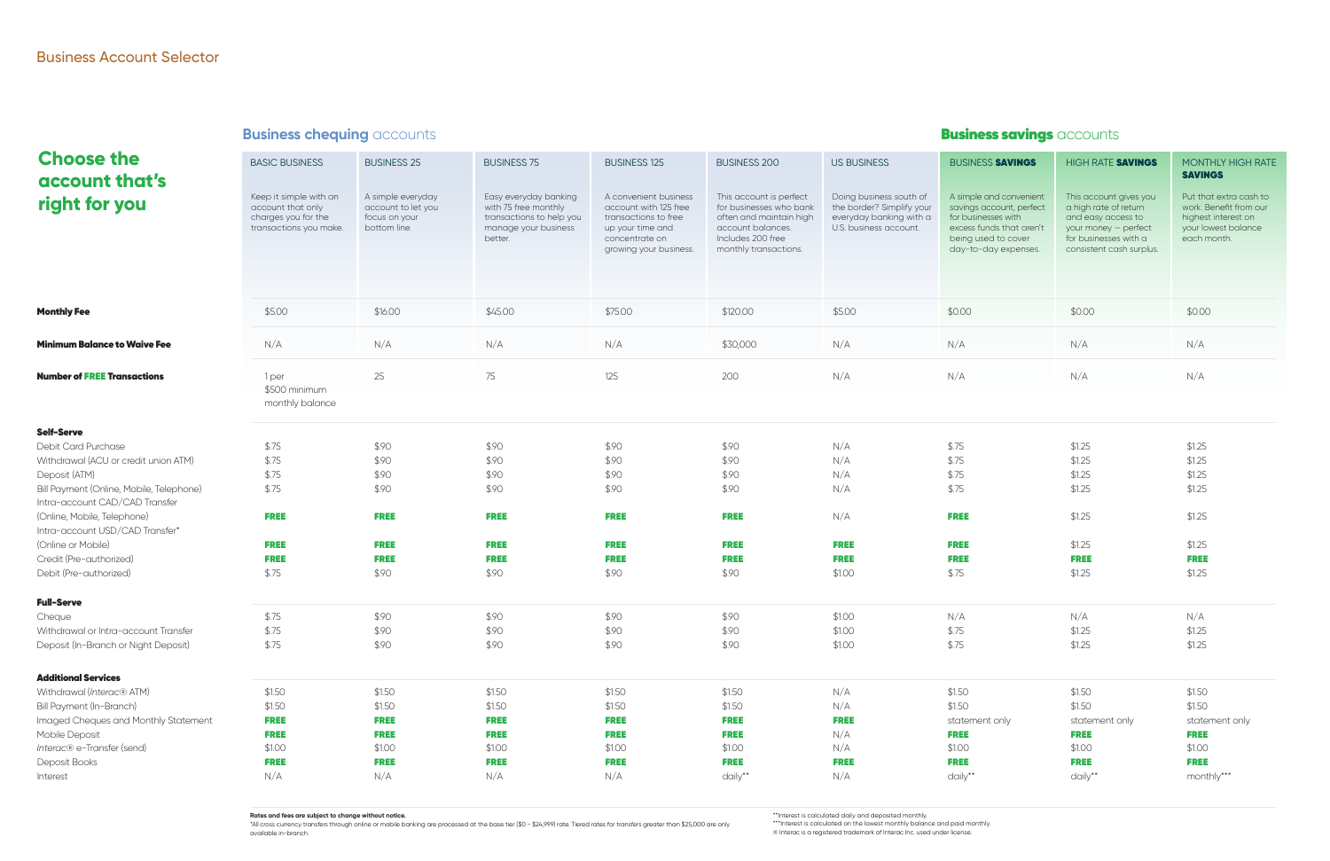## Business Account Selector

# Choose the account that's right for you

| | Business chequing accounts | | | | | | Business savings accounts | | |
|---|---|---|---|---|---|---|---|---|---|
| | BASIC BUSINESS | BUSINESS 25 | BUSINESS 75 | BUSINESS 125 | BUSINESS 200 | US BUSINESS | BUSINESS **SAVINGS** | HIGH RATE **SAVINGS** | MONTHLY HIGH RATE **SAVINGS** |
| | Keep it simple with an account that only charges you for the transactions you make. | A simple everyday account to let you focus on your bottom line. | Easy everyday banking with 75 free monthly transactions to help you manage your business better. | A convenient business account with 125 free transactions to free up your time and concentrate on growing your business. | This account is perfect for businesses who bank often and maintain high account balances. Includes 200 free monthly transactions. | Doing business south of the border? Simplify your everyday banking with a U.S. business account. | A simple and convenient savings account, perfect for businesses with excess funds that aren't being used to cover day-to-day expenses. | This account gives you a high rate of return and easy access to your money — perfect for businesses with a consistent cash surplus. | Put that extra cash to work. Benefit from our highest interest on your lowest balance each month. |
| **Monthly Fee** | $5.00 | $16.00 | $45.00 | $75.00 | $120.00 | $5.00 | $0.00 | $0.00 | $0.00 |
| **Minimum Balance to Waive Fee** | N/A | N/A | N/A | N/A | $30,000 | N/A | N/A | N/A | N/A |
| **Number of FREE Transactions** | 1 per $500 minimum monthly balance | 25 | 75 | 125 | 200 | N/A | N/A | N/A | N/A |
| **Self-Serve** | | | | | | | | | |
| Debit Card Purchase | $.75 | $.90 | $.90 | $.90 | $.90 | N/A | $.75 | $1.25 | $1.25 |
| Withdrawal (ACU or credit union ATM) | $.75 | $.90 | $.90 | $.90 | $.90 | N/A | $.75 | $1.25 | $1.25 |
| Deposit (ATM) | $.75 | $.90 | $.90 | $.90 | $.90 | N/A | $.75 | $1.25 | $1.25 |
| Bill Payment (Online, Mobile, Telephone) | $.75 | $.90 | $.90 | $.90 | $.90 | N/A | $.75 | $1.25 | $1.25 |
| Intra-account CAD/CAD Transfer (Online, Mobile, Telephone) | FREE | FREE | FREE | FREE | FREE | N/A | FREE | $1.25 | $1.25 |
| Intra-account USD/CAD Transfer* (Online or Mobile) | FREE | FREE | FREE | FREE | FREE | FREE | FREE | $1.25 | $1.25 |
| Credit (Pre-authorized) | FREE | FREE | FREE | FREE | FREE | FREE | FREE | FREE | FREE |
| Debit (Pre-authorized) | $.75 | $.90 | $.90 | $.90 | $.90 | $1.00 | $.75 | $1.25 | $1.25 |
| **Full-Serve** | | | | | | | | | |
| Cheque | $.75 | $.90 | $.90 | $.90 | $.90 | $1.00 | N/A | N/A | N/A |
| Withdrawal or Intra-account Transfer | $.75 | $.90 | $.90 | $.90 | $.90 | $1.00 | $.75 | $1.25 | $1.25 |
| Deposit (In-Branch or Night Deposit) | $.75 | $.90 | $.90 | $.90 | $.90 | $1.00 | $.75 | $1.25 | $1.25 |
| **Additional Services** | | | | | | | | | |
| Withdrawal (*Interac*® ATM) | $1.50 | $1.50 | $1.50 | $1.50 | $1.50 | N/A | $1.50 | $1.50 | $1.50 |
| Bill Payment (In-Branch) | $1.50 | $1.50 | $1.50 | $1.50 | $1.50 | N/A | $1.50 | $1.50 | $1.50 |
| Imaged Cheques and Monthly Statement | FREE | FREE | FREE | FREE | FREE | FREE | statement only | statement only | statement only |
| Mobile Deposit | FREE | FREE | FREE | FREE | FREE | N/A | FREE | FREE | FREE |
| *Interac*® e-Transfer (send) | $1.00 | $1.00 | $1.00 | $1.00 | $1.00 | N/A | $1.00 | $1.00 | $1.00 |
| Deposit Books | FREE | FREE | FREE | FREE | FREE | FREE | FREE | FREE | FREE |
| Interest | N/A | N/A | N/A | N/A | daily** | N/A | daily** | daily** | monthly*** |

**Rates and fees are subject to change without notice.**

*All cross currency transfers through online or mobile banking are processed at the base tier ($0 - $24,999) rate. Tiered rates for transfers greater than $25,000 are only available in-branch.

**Interest is calculated daily and deposited monthly.

***Interest is calculated on the lowest monthly balance and paid monthly.

® Interac is a registered trademark of Interac Inc. used under license.